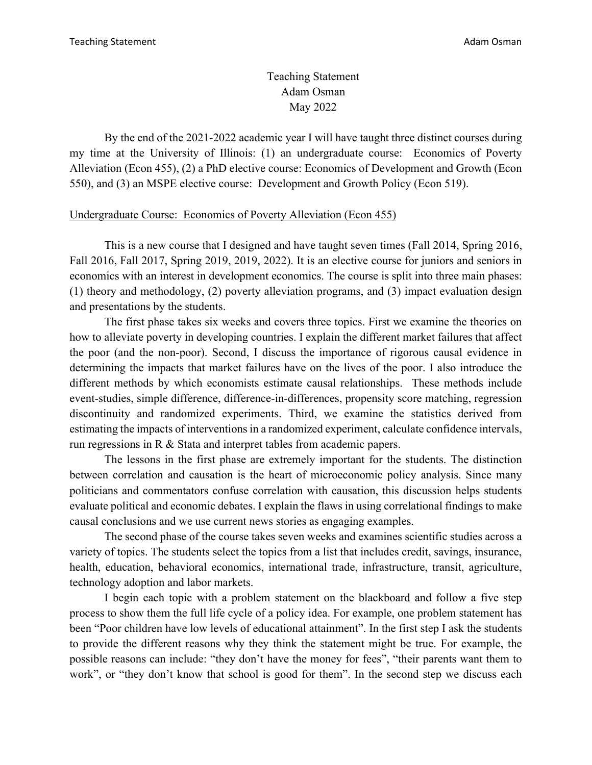# Teaching Statement

Adam Osman

May 2022

By the end of the 2021-2022 academic year I will have taught three distinct courses during my time at the University of Illinois: (1) an undergraduate course: Economics of Poverty Alleviation (Econ 455), (2) a PhD elective course: Economics of Development and Growth (Econ 550), and (3) an MSPE elective course: Development and Growth Policy (Econ 519).

## Undergraduate Course: Economics of Poverty Alleviation (Econ 455)

This is a new course that I designed and have taught seven times (Fall 2014, Spring 2016, Fall 2016, Fall 2017, Spring 2019, 2019, 2022). It is an elective course for juniors and seniors in economics with an interest in development economics. The course is split into three main phases: (1) theory and methodology, (2) poverty alleviation programs, and (3) impact evaluation design and presentations by the students.

The first phase takes six weeks and covers three topics. First we examine the theories on how to alleviate poverty in developing countries. I explain the different market failures that affect the poor (and the non-poor). Second, I discuss the importance of rigorous causal evidence in determining the impacts that market failures have on the lives of the poor. I also introduce the different methods by which economists estimate causal relationships. These methods include event-studies, simple difference, difference-in-differences, propensity score matching, regression discontinuity and randomized experiments. Third, we examine the statistics derived from estimating the impacts of interventions in a randomized experiment, calculate confidence intervals, run regressions in R & Stata and interpret tables from academic papers.

The lessons in the first phase are extremely important for the students. The distinction between correlation and causation is the heart of microeconomic policy analysis. Since many politicians and commentators confuse correlation with causation, this discussion helps students evaluate political and economic debates. I explain the flaws in using correlational findings to make causal conclusions and we use current news stories as engaging examples.

The second phase of the course takes seven weeks and examines scientific studies across a variety of topics. The students select the topics from a list that includes credit, savings, insurance, health, education, behavioral economics, international trade, infrastructure, transit, agriculture, technology adoption and labor markets.

I begin each topic with a problem statement on the blackboard and follow a five step process to show them the full life cycle of a policy idea. For example, one problem statement has been "Poor children have low levels of educational attainment". In the first step I ask the students to provide the different reasons why they think the statement might be true. For example, the possible reasons can include: "they don't have the money for fees", "their parents want them to work", or "they don't know that school is good for them". In the second step we discuss each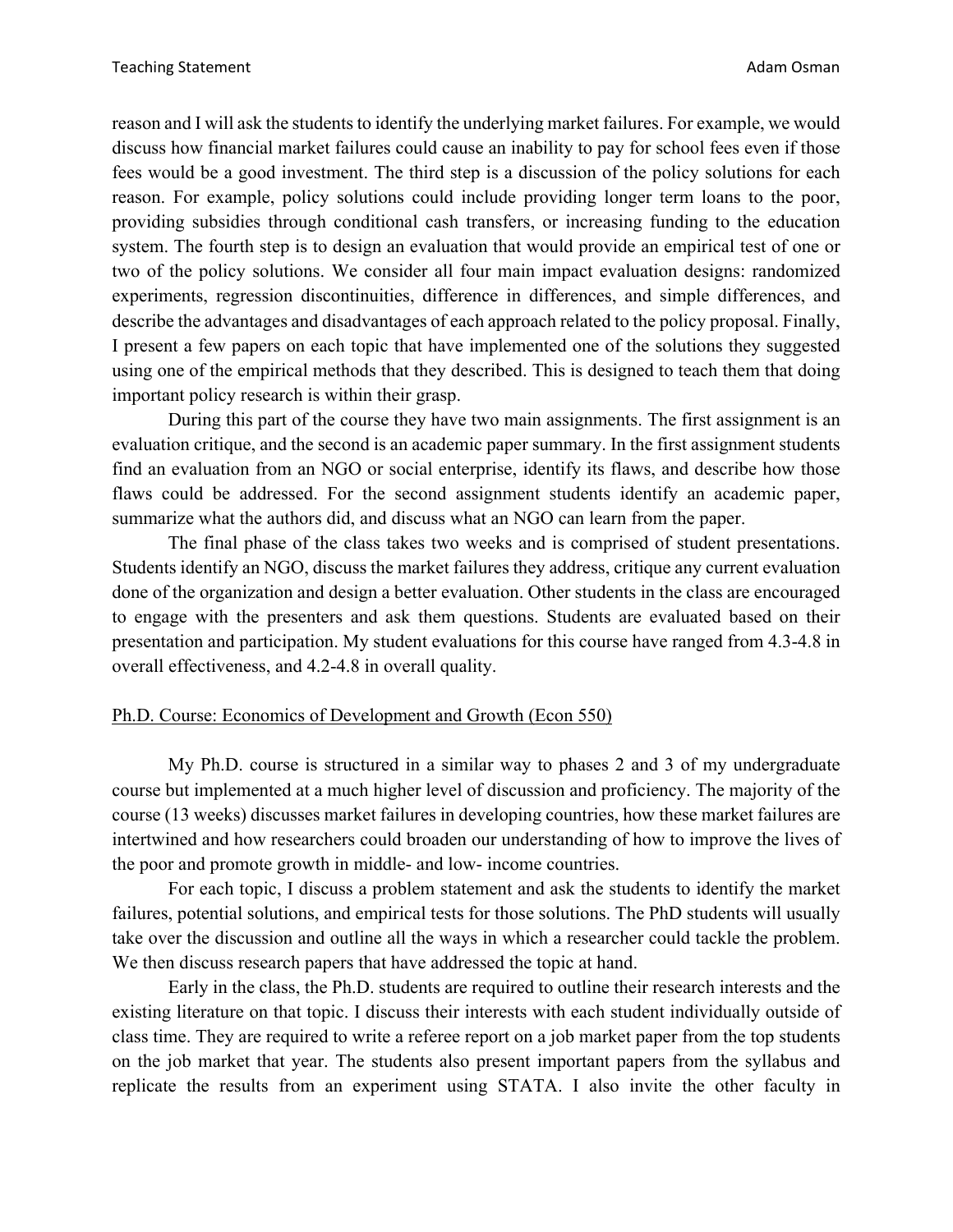reason and I will ask the students to identify the underlying market failures. For example, we would discuss how financial market failures could cause an inability to pay for school fees even if those fees would be a good investment. The third step is a discussion of the policy solutions for each reason. For example, policy solutions could include providing longer term loans to the poor, providing subsidies through conditional cash transfers, or increasing funding to the education system. The fourth step is to design an evaluation that would provide an empirical test of one or two of the policy solutions. We consider all four main impact evaluation designs: randomized experiments, regression discontinuities, difference in differences, and simple differences, and describe the advantages and disadvantages of each approach related to the policy proposal. Finally, I present a few papers on each topic that have implemented one of the solutions they suggested using one of the empirical methods that they described. This is designed to teach them that doing important policy research is within their grasp.

During this part of the course they have two main assignments. The first assignment is an evaluation critique, and the second is an academic paper summary. In the first assignment students find an evaluation from an NGO or social enterprise, identify its flaws, and describe how those flaws could be addressed. For the second assignment students identify an academic paper, summarize what the authors did, and discuss what an NGO can learn from the paper.

The final phase of the class takes two weeks and is comprised of student presentations. Students identify an NGO, discuss the market failures they address, critique any current evaluation done of the organization and design a better evaluation. Other students in the class are encouraged to engage with the presenters and ask them questions. Students are evaluated based on their presentation and participation. My student evaluations for this course have ranged from 4.3-4.8 in overall effectiveness, and 4.2-4.8 in overall quality.

<u>Ph.D. Course: Economics of Development and Growth (Econ 550)</u>

My Ph.D. course is structured in a similar way to phases 2 and 3 of my undergraduate course but implemented at a much higher level of discussion and proficiency. The majority of the course (13 weeks) discusses market failures in developing countries, how these market failures are intertwined and how researchers could broaden our understanding of how to improve the lives of the poor and promote growth in middle- and low- income countries.

For each topic, I discuss a problem statement and ask the students to identify the market failures, potential solutions, and empirical tests for those solutions. The PhD students will usually take over the discussion and outline all the ways in which a researcher could tackle the problem. We then discuss research papers that have addressed the topic at hand.

Early in the class, the Ph.D. students are required to outline their research interests and the existing literature on that topic. I discuss their interests with each student individually outside of class time. They are required to write a referee report on a job market paper from the top students on the job market that year. The students also present important papers from the syllabus and replicate the results from an experiment using STATA. I also invite the other faculty in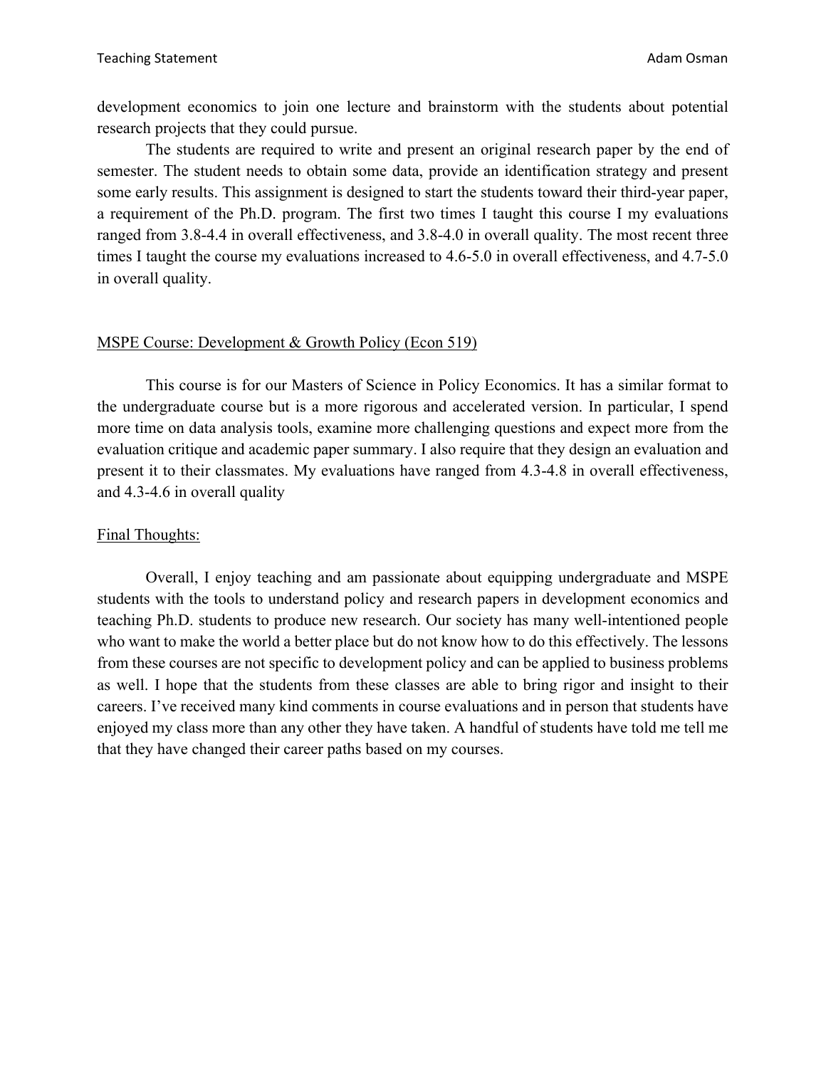development economics to join one lecture and brainstorm with the students about potential research projects that they could pursue.

The students are required to write and present an original research paper by the end of semester. The student needs to obtain some data, provide an identification strategy and present some early results. This assignment is designed to start the students toward their third-year paper, a requirement of the Ph.D. program. The first two times I taught this course I my evaluations ranged from 3.8-4.4 in overall effectiveness, and 3.8-4.0 in overall quality. The most recent three times I taught the course my evaluations increased to 4.6-5.0 in overall effectiveness, and 4.7-5.0 in overall quality.

<u>MSPE Course: Development & Growth Policy (Econ 519)</u>

This course is for our Masters of Science in Policy Economics. It has a similar format to the undergraduate course but is a more rigorous and accelerated version. In particular, I spend more time on data analysis tools, examine more challenging questions and expect more from the evaluation critique and academic paper summary. I also require that they design an evaluation and present it to their classmates. My evaluations have ranged from 4.3-4.8 in overall effectiveness, and 4.3-4.6 in overall quality

<u>Final Thoughts:</u>

Overall, I enjoy teaching and am passionate about equipping undergraduate and MSPE students with the tools to understand policy and research papers in development economics and teaching Ph.D. students to produce new research. Our society has many well-intentioned people who want to make the world a better place but do not know how to do this effectively. The lessons from these courses are not specific to development policy and can be applied to business problems as well. I hope that the students from these classes are able to bring rigor and insight to their careers. I've received many kind comments in course evaluations and in person that students have enjoyed my class more than any other they have taken. A handful of students have told me tell me that they have changed their career paths based on my courses.